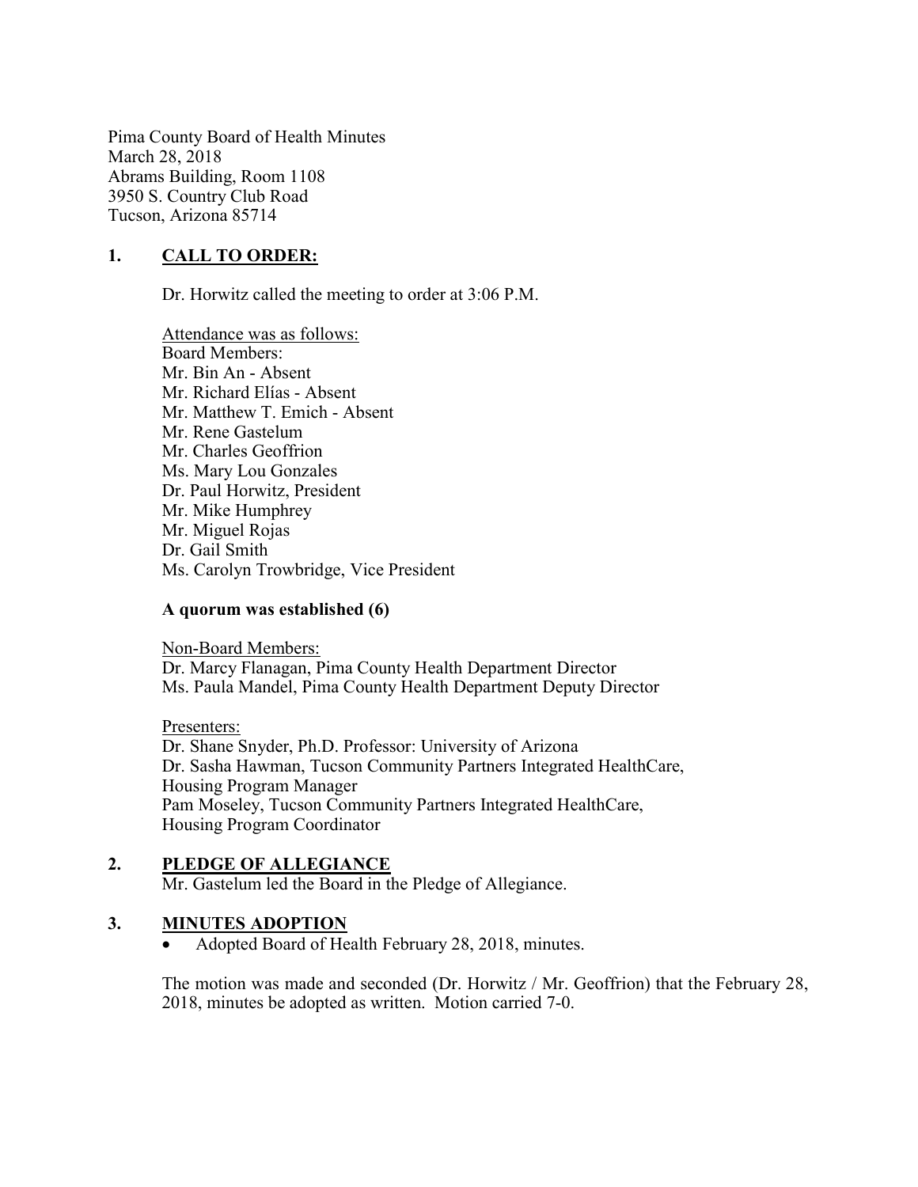Pima County Board of Health Minutes
March 28, 2018
Abrams Building, Room 1108
3950 S. Country Club Road
Tucson, Arizona 85714

## 1. CALL TO ORDER:

Dr. Horwitz called the meeting to order at 3:06 P.M.

Attendance was as follows:
Board Members:
Mr. Bin An - Absent
Mr. Richard Elías - Absent
Mr. Matthew T. Emich - Absent
Mr. Rene Gastelum
Mr. Charles Geoffrion
Ms. Mary Lou Gonzales
Dr. Paul Horwitz, President
Mr. Mike Humphrey
Mr. Miguel Rojas
Dr. Gail Smith
Ms. Carolyn Trowbridge, Vice President

**A quorum was established (6)**

Non-Board Members:
Dr. Marcy Flanagan, Pima County Health Department Director
Ms. Paula Mandel, Pima County Health Department Deputy Director

Presenters:
Dr. Shane Snyder, Ph.D. Professor: University of Arizona
Dr. Sasha Hawman, Tucson Community Partners Integrated HealthCare, Housing Program Manager
Pam Moseley, Tucson Community Partners Integrated HealthCare, Housing Program Coordinator

## 2. PLEDGE OF ALLEGIANCE

Mr. Gastelum led the Board in the Pledge of Allegiance.

## 3. MINUTES ADOPTION

- Adopted Board of Health February 28, 2018, minutes.

The motion was made and seconded (Dr. Horwitz / Mr. Geoffrion) that the February 28, 2018, minutes be adopted as written. Motion carried 7-0.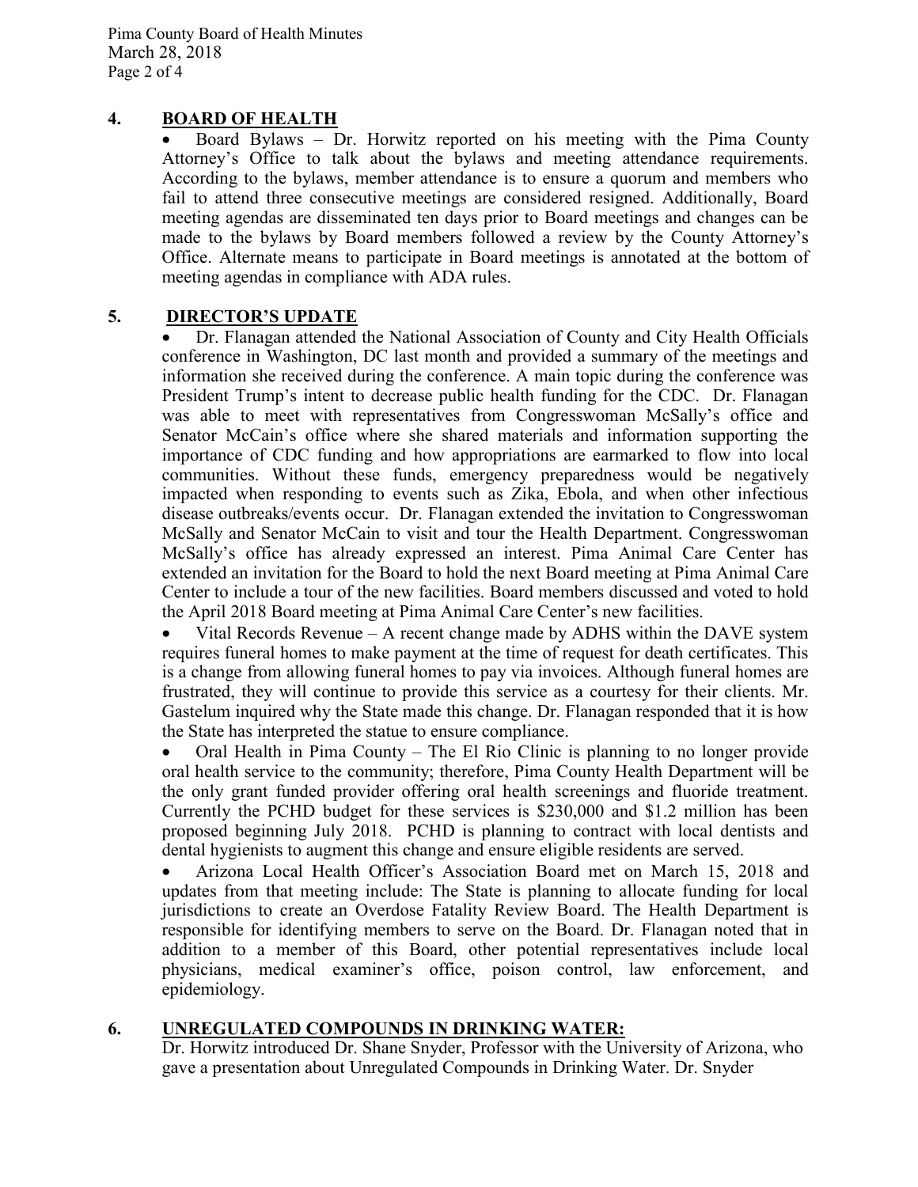## 4. BOARD OF HEALTH

- Board Bylaws – Dr. Horwitz reported on his meeting with the Pima County Attorney's Office to talk about the bylaws and meeting attendance requirements. According to the bylaws, member attendance is to ensure a quorum and members who fail to attend three consecutive meetings are considered resigned. Additionally, Board meeting agendas are disseminated ten days prior to Board meetings and changes can be made to the bylaws by Board members followed a review by the County Attorney's Office. Alternate means to participate in Board meetings is annotated at the bottom of meeting agendas in compliance with ADA rules.

## 5. DIRECTOR'S UPDATE

- Dr. Flanagan attended the National Association of County and City Health Officials conference in Washington, DC last month and provided a summary of the meetings and information she received during the conference. A main topic during the conference was President Trump's intent to decrease public health funding for the CDC. Dr. Flanagan was able to meet with representatives from Congresswoman McSally's office and Senator McCain's office where she shared materials and information supporting the importance of CDC funding and how appropriations are earmarked to flow into local communities. Without these funds, emergency preparedness would be negatively impacted when responding to events such as Zika, Ebola, and when other infectious disease outbreaks/events occur. Dr. Flanagan extended the invitation to Congresswoman McSally and Senator McCain to visit and tour the Health Department. Congresswoman McSally's office has already expressed an interest. Pima Animal Care Center has extended an invitation for the Board to hold the next Board meeting at Pima Animal Care Center to include a tour of the new facilities. Board members discussed and voted to hold the April 2018 Board meeting at Pima Animal Care Center's new facilities.
- Vital Records Revenue – A recent change made by ADHS within the DAVE system requires funeral homes to make payment at the time of request for death certificates. This is a change from allowing funeral homes to pay via invoices. Although funeral homes are frustrated, they will continue to provide this service as a courtesy for their clients. Mr. Gastelum inquired why the State made this change. Dr. Flanagan responded that it is how the State has interpreted the statue to ensure compliance.
- Oral Health in Pima County – The El Rio Clinic is planning to no longer provide oral health service to the community; therefore, Pima County Health Department will be the only grant funded provider offering oral health screenings and fluoride treatment. Currently the PCHD budget for these services is $230,000 and $1.2 million has been proposed beginning July 2018. PCHD is planning to contract with local dentists and dental hygienists to augment this change and ensure eligible residents are served.
- Arizona Local Health Officer's Association Board met on March 15, 2018 and updates from that meeting include: The State is planning to allocate funding for local jurisdictions to create an Overdose Fatality Review Board. The Health Department is responsible for identifying members to serve on the Board. Dr. Flanagan noted that in addition to a member of this Board, other potential representatives include local physicians, medical examiner's office, poison control, law enforcement, and epidemiology.

## 6. UNREGULATED COMPOUNDS IN DRINKING WATER:

Dr. Horwitz introduced Dr. Shane Snyder, Professor with the University of Arizona, who gave a presentation about Unregulated Compounds in Drinking Water. Dr. Snyder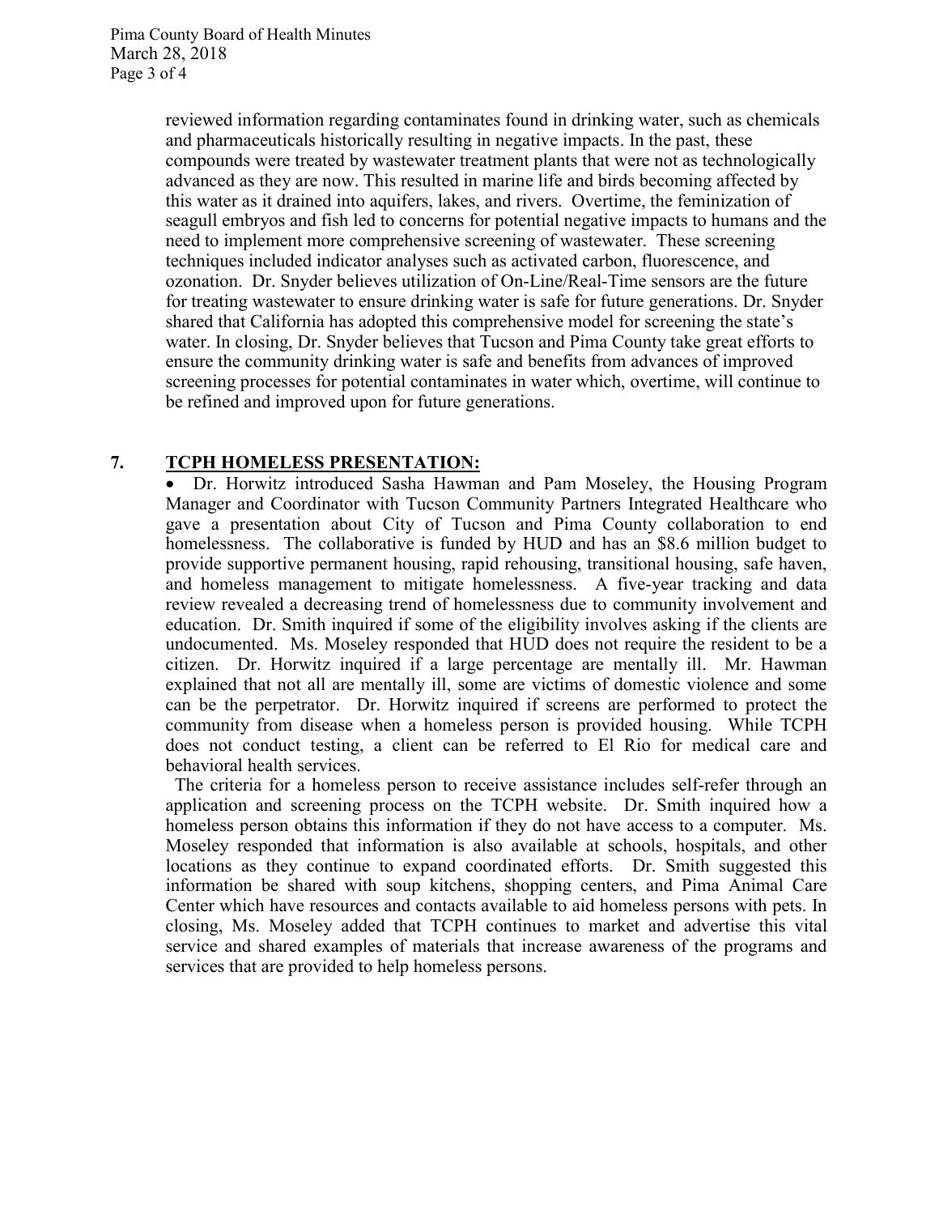reviewed information regarding contaminates found in drinking water, such as chemicals and pharmaceuticals historically resulting in negative impacts. In the past, these compounds were treated by wastewater treatment plants that were not as technologically advanced as they are now. This resulted in marine life and birds becoming affected by this water as it drained into aquifers, lakes, and rivers. Overtime, the feminization of seagull embryos and fish led to concerns for potential negative impacts to humans and the need to implement more comprehensive screening of wastewater. These screening techniques included indicator analyses such as activated carbon, fluorescence, and ozonation. Dr. Snyder believes utilization of On-Line/Real-Time sensors are the future for treating wastewater to ensure drinking water is safe for future generations. Dr. Snyder shared that California has adopted this comprehensive model for screening the state's water. In closing, Dr. Snyder believes that Tucson and Pima County take great efforts to ensure the community drinking water is safe and benefits from advances of improved screening processes for potential contaminates in water which, overtime, will continue to be refined and improved upon for future generations.

## 7. **TCPH HOMELESS PRESENTATION:**

- Dr. Horwitz introduced Sasha Hawman and Pam Moseley, the Housing Program Manager and Coordinator with Tucson Community Partners Integrated Healthcare who gave a presentation about City of Tucson and Pima County collaboration to end homelessness. The collaborative is funded by HUD and has an $8.6 million budget to provide supportive permanent housing, rapid rehousing, transitional housing, safe haven, and homeless management to mitigate homelessness. A five-year tracking and data review revealed a decreasing trend of homelessness due to community involvement and education. Dr. Smith inquired if some of the eligibility involves asking if the clients are undocumented. Ms. Moseley responded that HUD does not require the resident to be a citizen. Dr. Horwitz inquired if a large percentage are mentally ill. Mr. Hawman explained that not all are mentally ill, some are victims of domestic violence and some can be the perpetrator. Dr. Horwitz inquired if screens are performed to protect the community from disease when a homeless person is provided housing. While TCPH does not conduct testing, a client can be referred to El Rio for medical care and behavioral health services.

The criteria for a homeless person to receive assistance includes self-refer through an application and screening process on the TCPH website. Dr. Smith inquired how a homeless person obtains this information if they do not have access to a computer. Ms. Moseley responded that information is also available at schools, hospitals, and other locations as they continue to expand coordinated efforts. Dr. Smith suggested this information be shared with soup kitchens, shopping centers, and Pima Animal Care Center which have resources and contacts available to aid homeless persons with pets. In closing, Ms. Moseley added that TCPH continues to market and advertise this vital service and shared examples of materials that increase awareness of the programs and services that are provided to help homeless persons.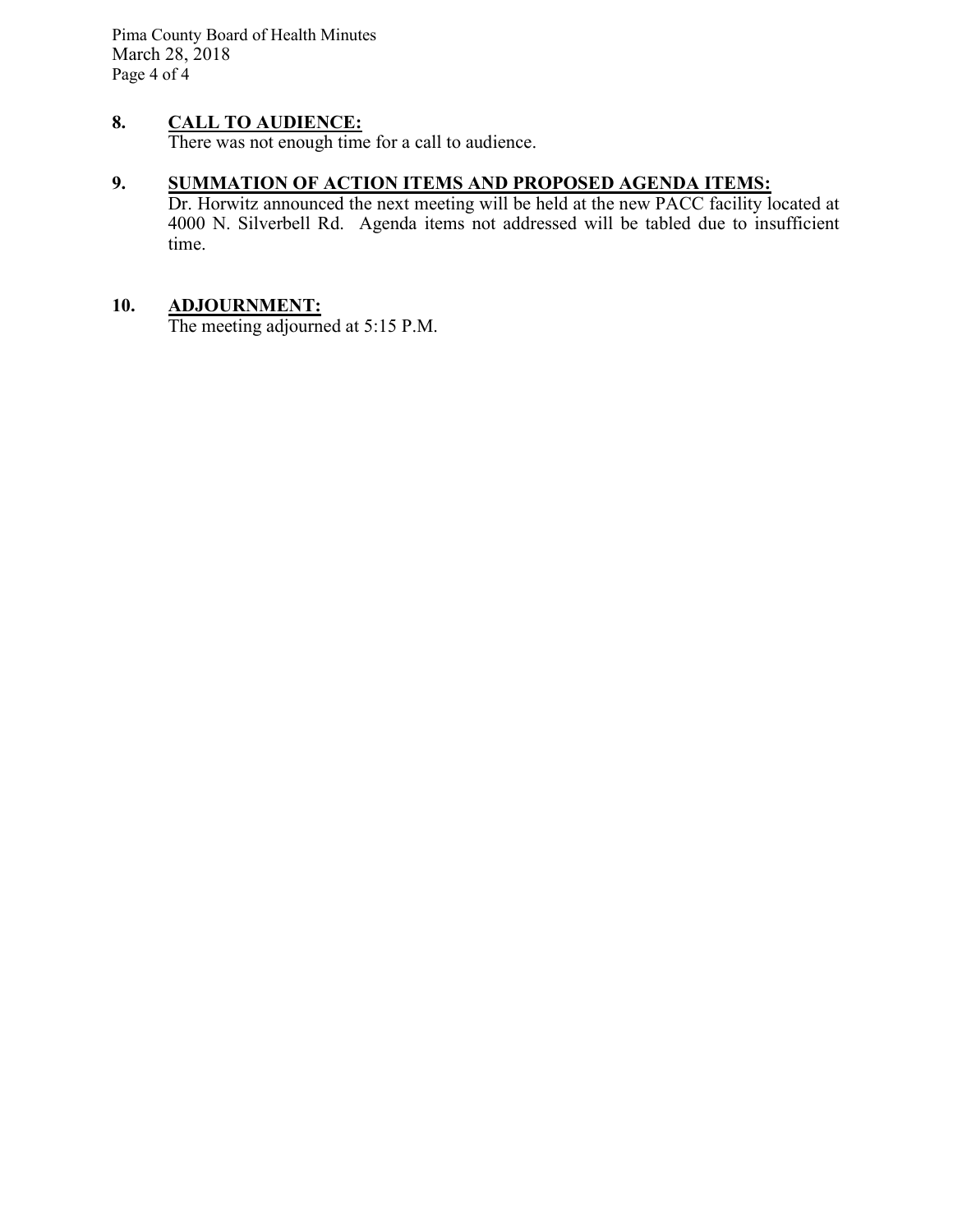**8. CALL TO AUDIENCE:**

There was not enough time for a call to audience.

**9. SUMMATION OF ACTION ITEMS AND PROPOSED AGENDA ITEMS:**

Dr. Horwitz announced the next meeting will be held at the new PACC facility located at 4000 N. Silverbell Rd. Agenda items not addressed will be tabled due to insufficient time.

**10. ADJOURNMENT:**

The meeting adjourned at 5:15 P.M.